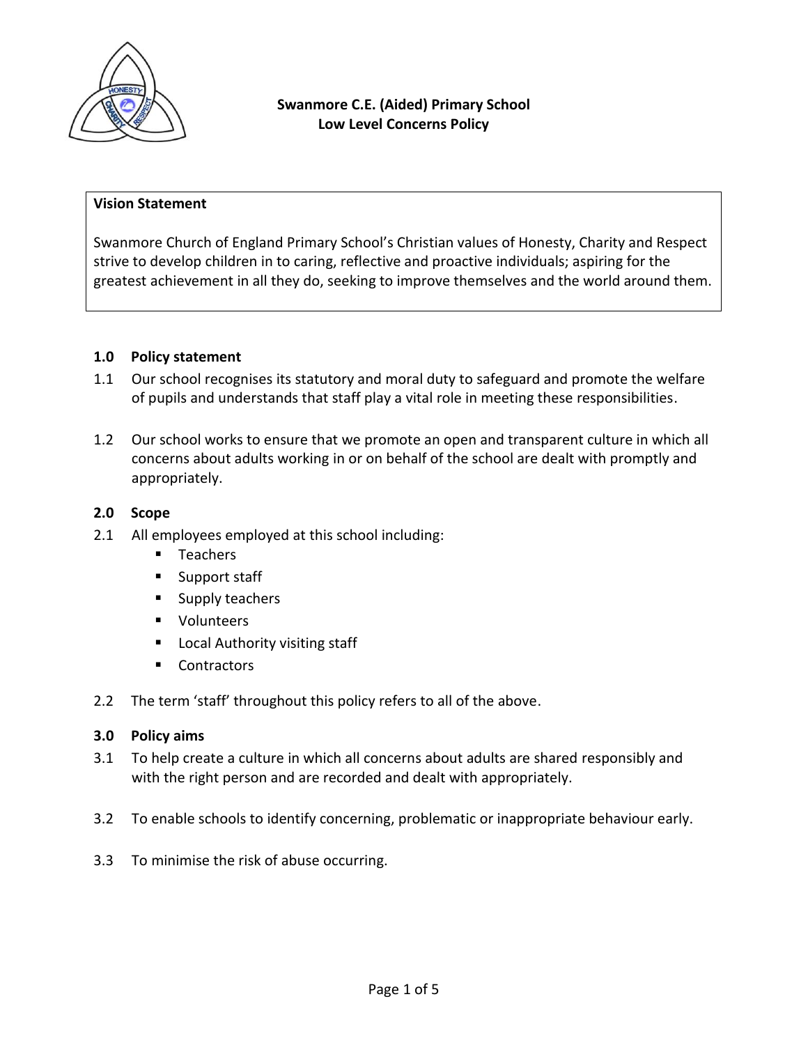**Swanmore C.E. (Aided) Primary School**
**Low Level Concerns Policy**

**Vision Statement**

Swanmore Church of England Primary School's Christian values of Honesty, Charity and Respect strive to develop children in to caring, reflective and proactive individuals; aspiring for the greatest achievement in all they do, seeking to improve themselves and the world around them.

## 1.0 Policy statement

1.1 Our school recognises its statutory and moral duty to safeguard and promote the welfare of pupils and understands that staff play a vital role in meeting these responsibilities.

1.2 Our school works to ensure that we promote an open and transparent culture in which all concerns about adults working in or on behalf of the school are dealt with promptly and appropriately.

## 2.0 Scope

2.1 All employees employed at this school including:

- Teachers
- Support staff
- Supply teachers
- Volunteers
- Local Authority visiting staff
- Contractors

2.2 The term 'staff' throughout this policy refers to all of the above.

## 3.0 Policy aims

3.1 To help create a culture in which all concerns about adults are shared responsibly and with the right person and are recorded and dealt with appropriately.

3.2 To enable schools to identify concerning, problematic or inappropriate behaviour early.

3.3 To minimise the risk of abuse occurring.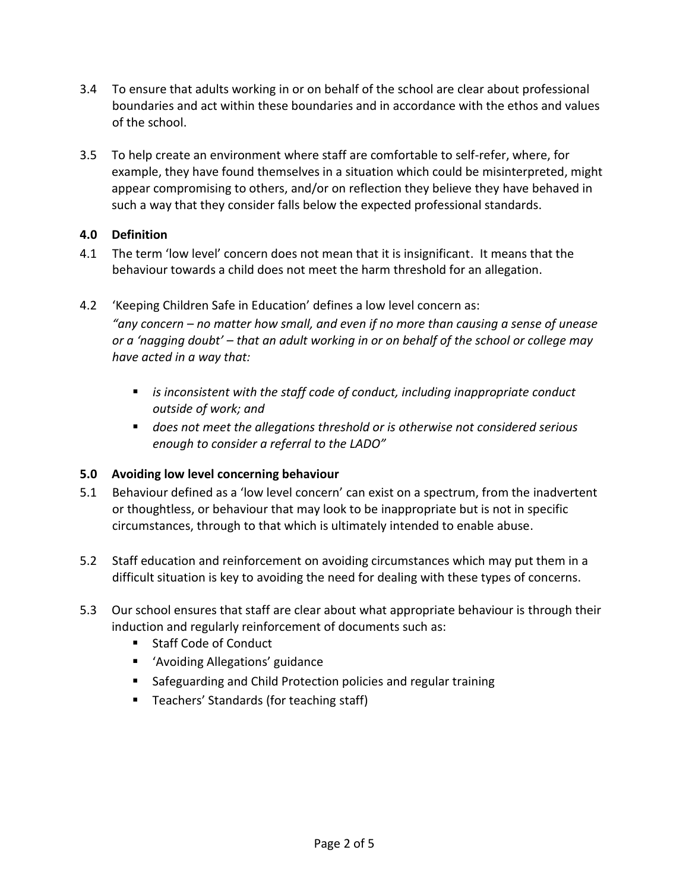3.4 To ensure that adults working in or on behalf of the school are clear about professional boundaries and act within these boundaries and in accordance with the ethos and values of the school.

3.5 To help create an environment where staff are comfortable to self-refer, where, for example, they have found themselves in a situation which could be misinterpreted, might appear compromising to others, and/or on reflection they believe they have behaved in such a way that they consider falls below the expected professional standards.

## 4.0 Definition

4.1 The term 'low level' concern does not mean that it is insignificant. It means that the behaviour towards a child does not meet the harm threshold for an allegation.

4.2 'Keeping Children Safe in Education' defines a low level concern as:

*"any concern – no matter how small, and even if no more than causing a sense of unease or a 'nagging doubt' – that an adult working in or on behalf of the school or college may have acted in a way that:*

- *is inconsistent with the staff code of conduct, including inappropriate conduct outside of work; and*
- *does not meet the allegations threshold or is otherwise not considered serious enough to consider a referral to the LADO"*

## 5.0 Avoiding low level concerning behaviour

5.1 Behaviour defined as a 'low level concern' can exist on a spectrum, from the inadvertent or thoughtless, or behaviour that may look to be inappropriate but is not in specific circumstances, through to that which is ultimately intended to enable abuse.

5.2 Staff education and reinforcement on avoiding circumstances which may put them in a difficult situation is key to avoiding the need for dealing with these types of concerns.

5.3 Our school ensures that staff are clear about what appropriate behaviour is through their induction and regularly reinforcement of documents such as:

- Staff Code of Conduct
- 'Avoiding Allegations' guidance
- Safeguarding and Child Protection policies and regular training
- Teachers' Standards (for teaching staff)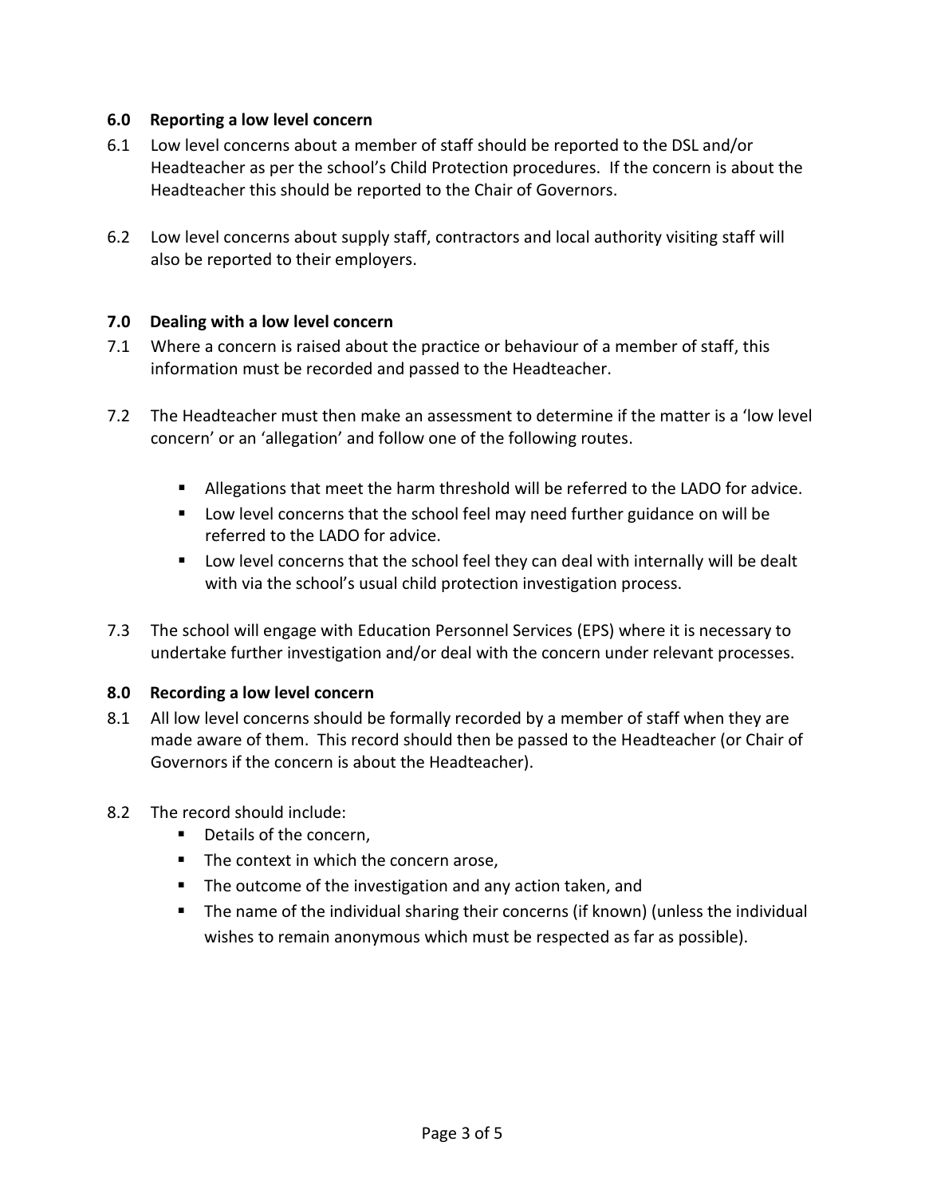## 6.0 Reporting a low level concern

6.1 Low level concerns about a member of staff should be reported to the DSL and/or Headteacher as per the school's Child Protection procedures. If the concern is about the Headteacher this should be reported to the Chair of Governors.

6.2 Low level concerns about supply staff, contractors and local authority visiting staff will also be reported to their employers.

## 7.0 Dealing with a low level concern

7.1 Where a concern is raised about the practice or behaviour of a member of staff, this information must be recorded and passed to the Headteacher.

7.2 The Headteacher must then make an assessment to determine if the matter is a 'low level concern' or an 'allegation' and follow one of the following routes.

- Allegations that meet the harm threshold will be referred to the LADO for advice.
- Low level concerns that the school feel may need further guidance on will be referred to the LADO for advice.
- Low level concerns that the school feel they can deal with internally will be dealt with via the school's usual child protection investigation process.

7.3 The school will engage with Education Personnel Services (EPS) where it is necessary to undertake further investigation and/or deal with the concern under relevant processes.

## 8.0 Recording a low level concern

8.1 All low level concerns should be formally recorded by a member of staff when they are made aware of them. This record should then be passed to the Headteacher (or Chair of Governors if the concern is about the Headteacher).

8.2 The record should include:

- Details of the concern,
- The context in which the concern arose,
- The outcome of the investigation and any action taken, and
- The name of the individual sharing their concerns (if known) (unless the individual wishes to remain anonymous which must be respected as far as possible).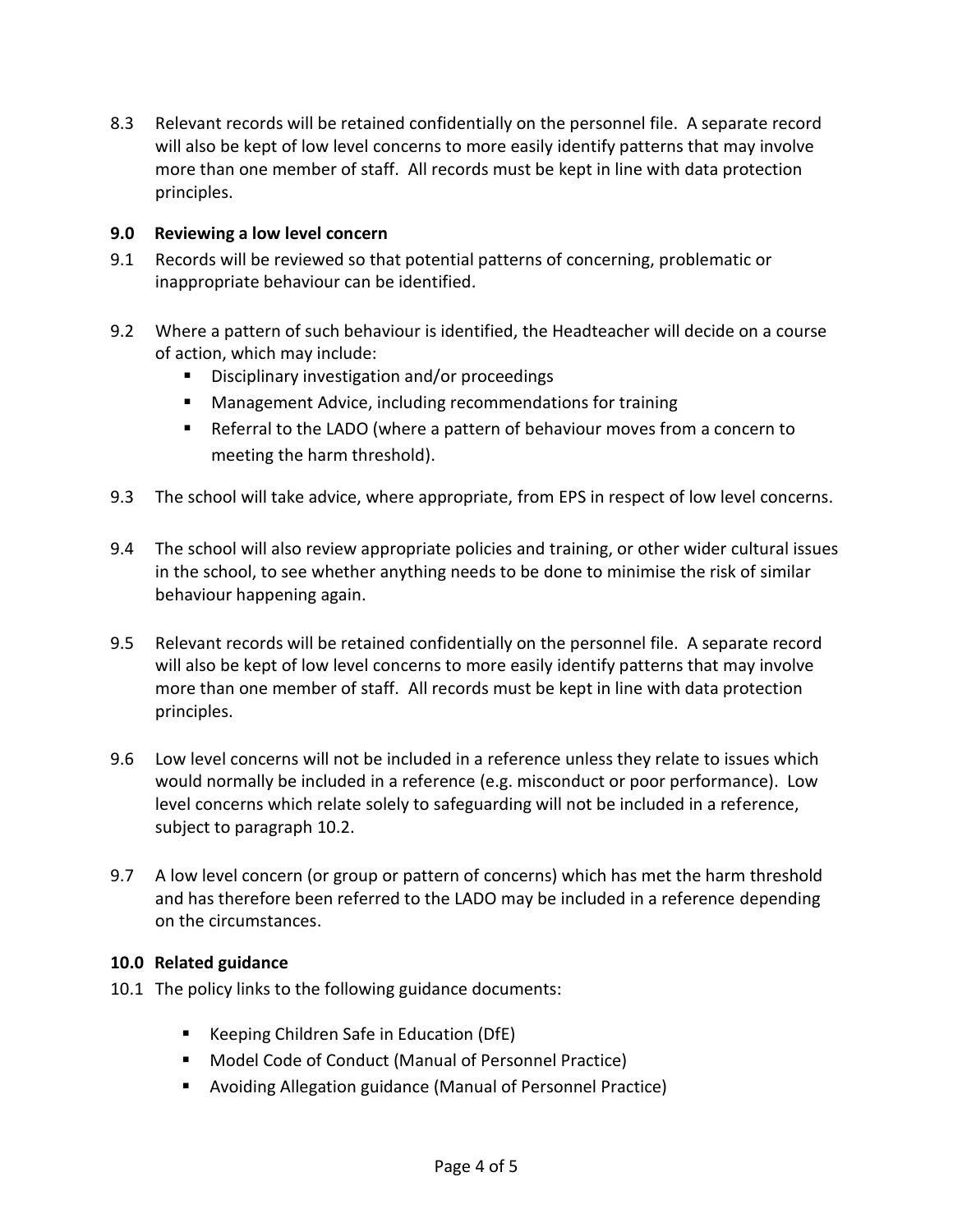8.3 Relevant records will be retained confidentially on the personnel file. A separate record will also be kept of low level concerns to more easily identify patterns that may involve more than one member of staff. All records must be kept in line with data protection principles.

## 9.0 Reviewing a low level concern

9.1 Records will be reviewed so that potential patterns of concerning, problematic or inappropriate behaviour can be identified.

9.2 Where a pattern of such behaviour is identified, the Headteacher will decide on a course of action, which may include:

- Disciplinary investigation and/or proceedings
- Management Advice, including recommendations for training
- Referral to the LADO (where a pattern of behaviour moves from a concern to meeting the harm threshold).

9.3 The school will take advice, where appropriate, from EPS in respect of low level concerns.

9.4 The school will also review appropriate policies and training, or other wider cultural issues in the school, to see whether anything needs to be done to minimise the risk of similar behaviour happening again.

9.5 Relevant records will be retained confidentially on the personnel file. A separate record will also be kept of low level concerns to more easily identify patterns that may involve more than one member of staff. All records must be kept in line with data protection principles.

9.6 Low level concerns will not be included in a reference unless they relate to issues which would normally be included in a reference (e.g. misconduct or poor performance). Low level concerns which relate solely to safeguarding will not be included in a reference, subject to paragraph 10.2.

9.7 A low level concern (or group or pattern of concerns) which has met the harm threshold and has therefore been referred to the LADO may be included in a reference depending on the circumstances.

## 10.0 Related guidance

10.1 The policy links to the following guidance documents:

- Keeping Children Safe in Education (DfE)
- Model Code of Conduct (Manual of Personnel Practice)
- Avoiding Allegation guidance (Manual of Personnel Practice)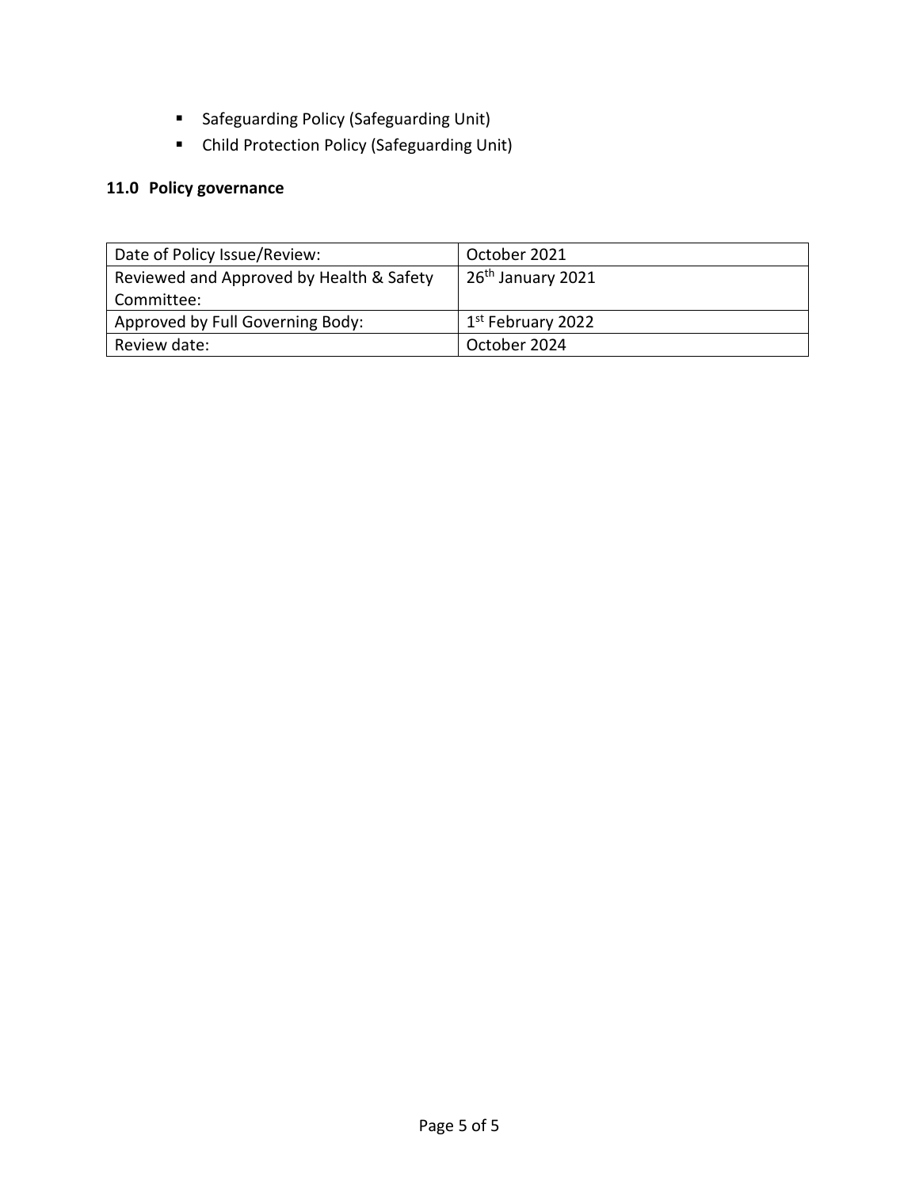- Safeguarding Policy (Safeguarding Unit)
- Child Protection Policy (Safeguarding Unit)

## 11.0 Policy governance

| | |
|---|---|
| Date of Policy Issue/Review: | October 2021 |
| Reviewed and Approved by Health & Safety Committee: | 26th January 2021 |
| Approved by Full Governing Body: | 1st February 2022 |
| Review date: | October 2024 |